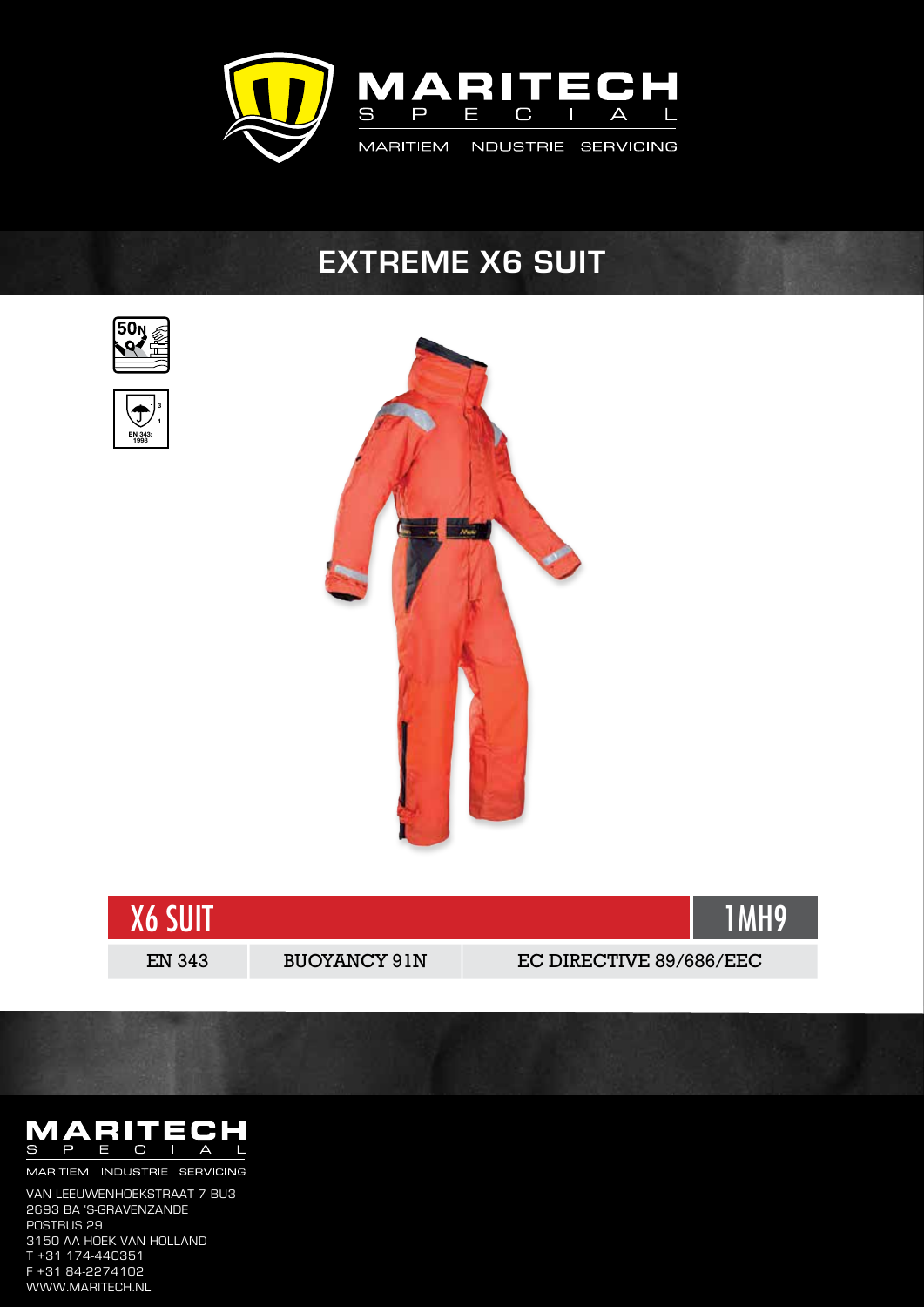# MARITECH SPECIAL

MARITIEM INDUSTRIE SERVICING

## EXTREME X6 SUIT

50N

EN 343: 1998

| X6 SUIT | | 1MH9 |
|---|---|---|
| EN 343 | BUOYANCY 91N | EC DIRECTIVE 89/686/EEC |

MARITECH SPECIAL

MARITIEM INDUSTRIE SERVICING

VAN LEEUWENHOEKSTRAAT 7 BU3
2693 BA 'S-GRAVENZANDE
POSTBUS 29
3150 AA HOEK VAN HOLLAND
T +31 174-440351
F +31 84-2274102
WWW.MARITECH.NL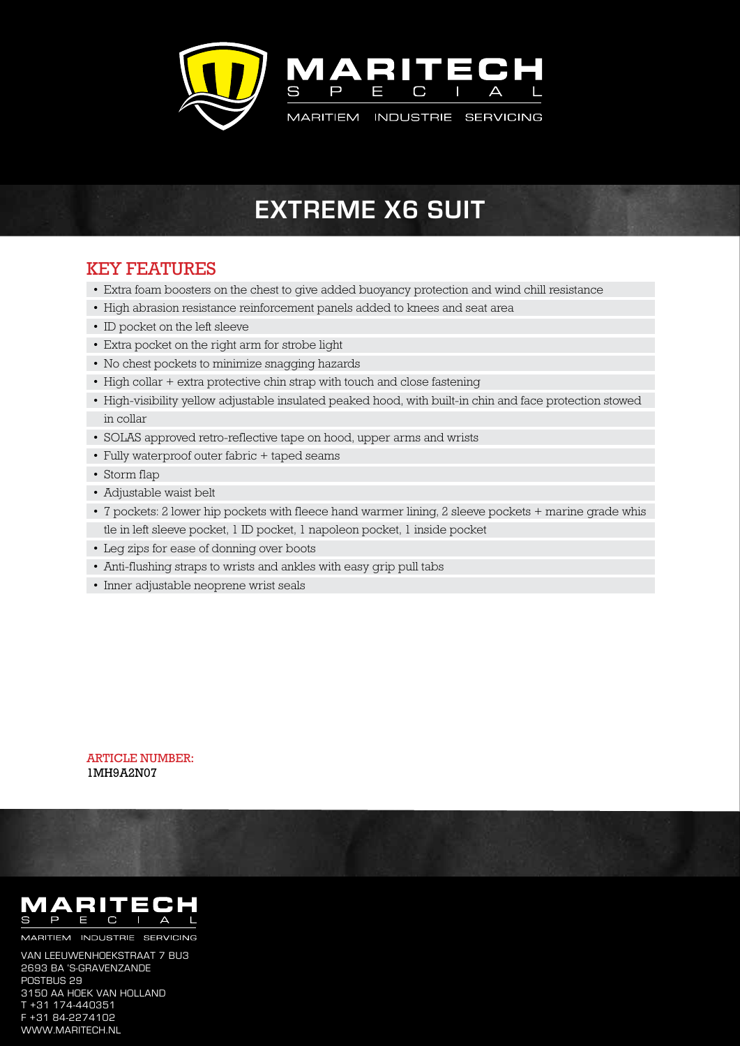# MARITECH SPECIAL

MARITIEM INDUSTRIE SERVICING

## EXTREME X6 SUIT

### KEY FEATURES

- Extra foam boosters on the chest to give added buoyancy protection and wind chill resistance
- High abrasion resistance reinforcement panels added to knees and seat area
- ID pocket on the left sleeve
- Extra pocket on the right arm for strobe light
- No chest pockets to minimize snagging hazards
- High collar + extra protective chin strap with touch and close fastening
- High-visibility yellow adjustable insulated peaked hood, with built-in chin and face protection stowed in collar
- SOLAS approved retro-reflective tape on hood, upper arms and wrists
- Fully waterproof outer fabric + taped seams
- Storm flap
- Adjustable waist belt
- 7 pockets: 2 lower hip pockets with fleece hand warmer lining, 2 sleeve pockets + marine grade whistle in left sleeve pocket, 1 ID pocket, 1 napoleon pocket, 1 inside pocket
- Leg zips for ease of donning over boots
- Anti-flushing straps to wrists and ankles with easy grip pull tabs
- Inner adjustable neoprene wrist seals

ARTICLE NUMBER:
1MH9A2N07

MARITECH SPECIAL
MARITIEM INDUSTRIE SERVICING

VAN LEEUWENHOEKSTRAAT 7 BU3
2693 BA 'S-GRAVENZANDE
POSTBUS 29
3150 AA HOEK VAN HOLLAND
T +31 174-440351
F +31 84-2274102
WWW.MARITECH.NL